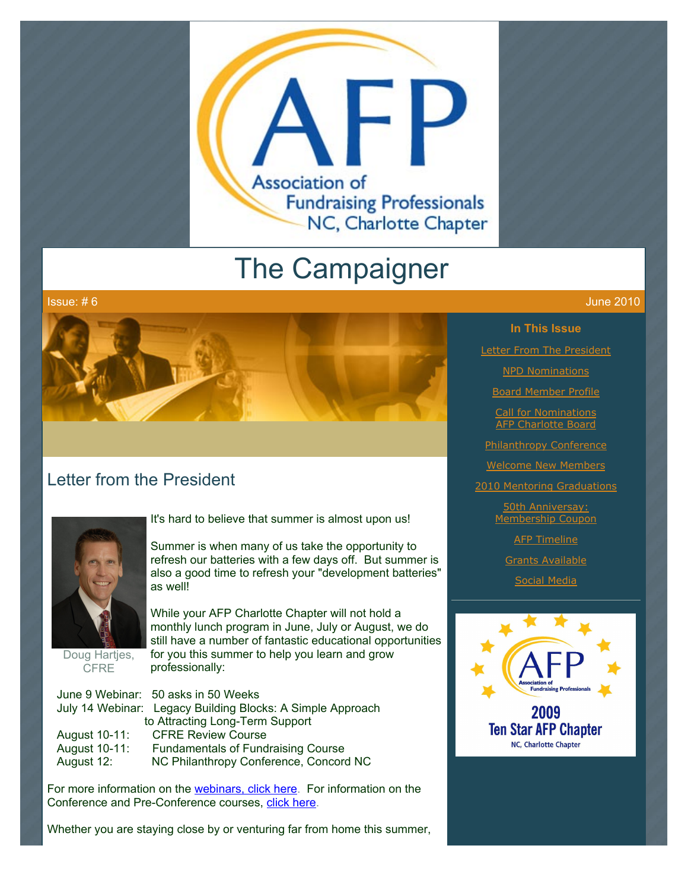Association of Fundraising Professionals NC, Charlotte Chapter

# The Campaigner

Issue: # 6 June 2010

**In This Issue**

- Letter From The President
- NPD Nominations
- Board Member Profile
- Call for Nominations AFP Charlotte Board
- Philanthropy Conference
- Welcome New Members
- 2010 Mentoring Graduations
- 50th Anniversary: Membership Coupon
- AFP Timeline
- Grants Available
- Social Media

2009 Ten Star AFP Chapter
NC, Charlotte Chapter

## Letter from the President

Doug Hartjes, CFRE

It's hard to believe that summer is almost upon us!

Summer is when many of us take the opportunity to refresh our batteries with a few days off. But summer is also a good time to refresh your "development batteries" as well!

While your AFP Charlotte Chapter will not hold a monthly lunch program in June, July or August, we do still have a number of fantastic educational opportunities for you this summer to help you learn and grow professionally:

June 9 Webinar: 50 asks in 50 Weeks
July 14 Webinar: Legacy Building Blocks: A Simple Approach to Attracting Long-Term Support
August 10-11: CFRE Review Course
August 10-11: Fundamentals of Fundraising Course
August 12: NC Philanthropy Conference, Concord NC

For more information on the webinars, click here. For information on the Conference and Pre-Conference courses, click here.

Whether you are staying close by or venturing far from home this summer,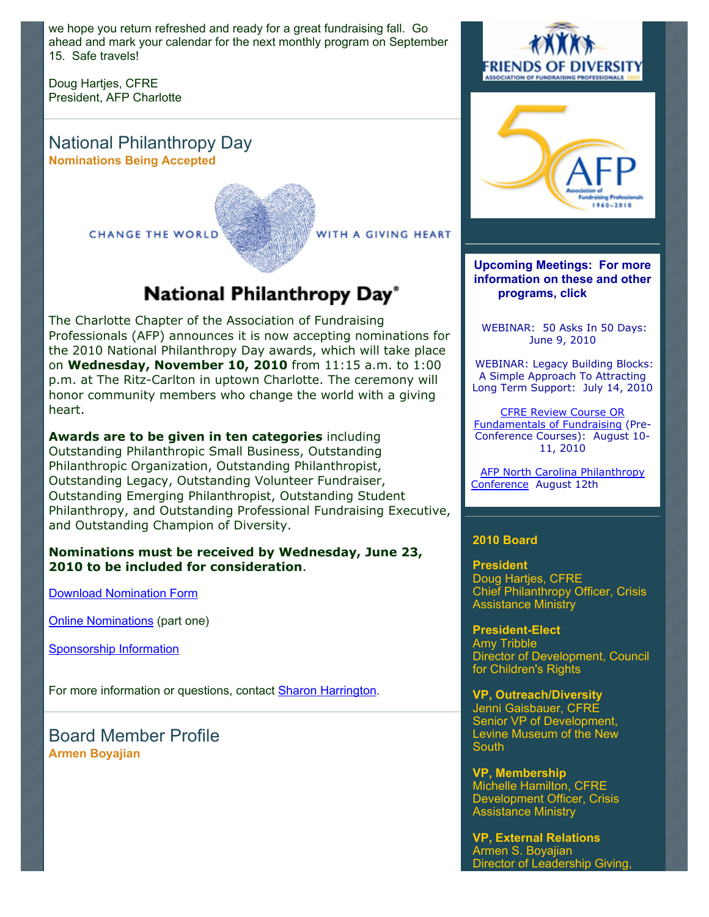we hope you return refreshed and ready for a great fundraising fall. Go ahead and mark your calendar for the next monthly program on September 15. Safe travels!

Doug Hartjes, CFRE
President, AFP Charlotte

## National Philanthropy Day

**Nominations Being Accepted**

CHANGE THE WORLD WITH A GIVING HEART

**National Philanthropy Day®**

The Charlotte Chapter of the Association of Fundraising Professionals (AFP) announces it is now accepting nominations for the 2010 National Philanthropy Day awards, which will take place on **Wednesday, November 10, 2010** from 11:15 a.m. to 1:00 p.m. at The Ritz-Carlton in uptown Charlotte. The ceremony will honor community members who change the world with a giving heart.

**Awards are to be given in ten categories** including Outstanding Philanthropic Small Business, Outstanding Philanthropic Organization, Outstanding Philanthropist, Outstanding Legacy, Outstanding Volunteer Fundraiser, Outstanding Emerging Philanthropist, Outstanding Student Philanthropy, and Outstanding Professional Fundraising Executive, and Outstanding Champion of Diversity.

**Nominations must be received by Wednesday, June 23, 2010 to be included for consideration**.

Download Nomination Form

Online Nominations (part one)

Sponsorship Information

For more information or questions, contact Sharon Harrington.

## Board Member Profile

**Armen Boyajian**

FRIENDS OF DIVERSITY
ASSOCIATION OF FUNDRAISING PROFESSIONALS

AFP
Association of Fundraising Professionals
1960–2010

**Upcoming Meetings: For more information on these and other programs, click**

WEBINAR: 50 Asks In 50 Days: June 9, 2010

WEBINAR: Legacy Building Blocks: A Simple Approach To Attracting Long Term Support: July 14, 2010

CFRE Review Course OR Fundamentals of Fundraising (Pre-Conference Courses): August 10-11, 2010

AFP North Carolina Philanthropy Conference August 12th

**2010 Board**

**President**
Doug Hartjes, CFRE
Chief Philanthropy Officer, Crisis Assistance Ministry

**President-Elect**
Amy Tribble
Director of Development, Council for Children's Rights

**VP, Outreach/Diversity**
Jenni Gaisbauer, CFRE
Senior VP of Development, Levine Museum of the New South

**VP, Membership**
Michelle Hamilton, CFRE
Development Officer, Crisis Assistance Ministry

**VP, External Relations**
Armen S. Boyajian
Director of Leadership Giving,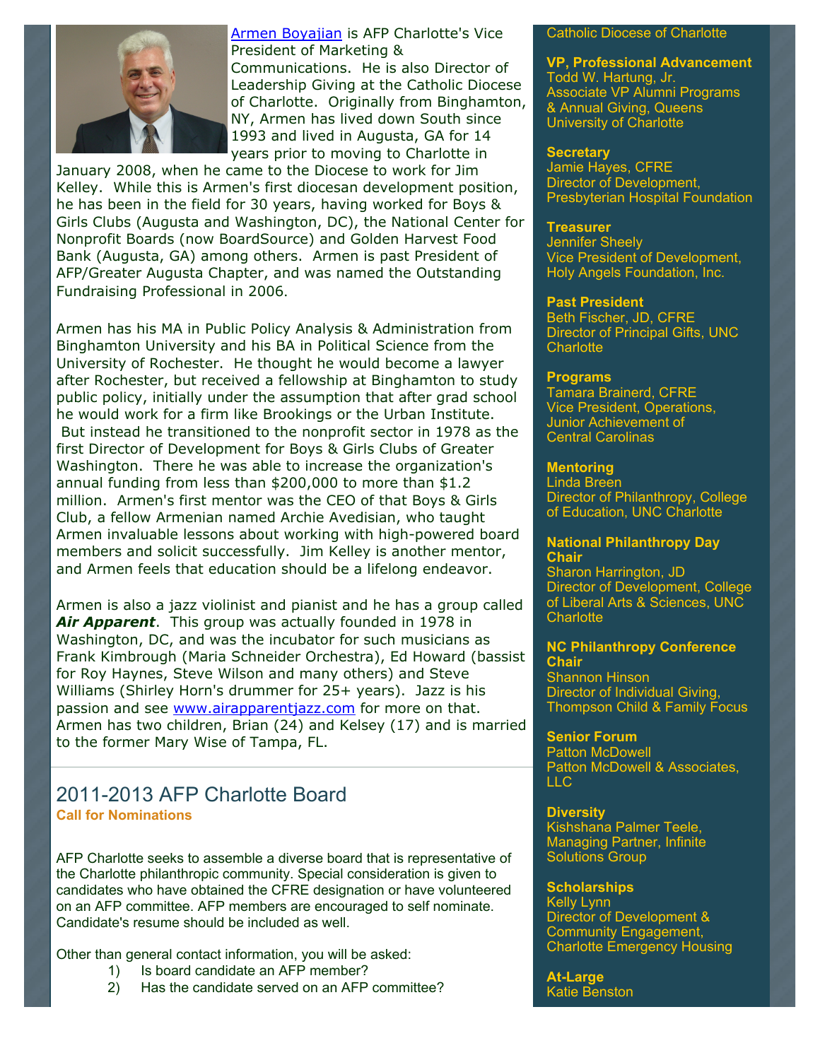[Armen Boyajian](#) is AFP Charlotte's Vice President of Marketing & Communications. He is also Director of Leadership Giving at the Catholic Diocese of Charlotte. Originally from Binghamton, NY, Armen has lived down South since 1993 and lived in Augusta, GA for 14 years prior to moving to Charlotte in January 2008, when he came to the Diocese to work for Jim Kelley. While this is Armen's first diocesan development position, he has been in the field for 30 years, having worked for Boys & Girls Clubs (Augusta and Washington, DC), the National Center for Nonprofit Boards (now BoardSource) and Golden Harvest Food Bank (Augusta, GA) among others. Armen is past President of AFP/Greater Augusta Chapter, and was named the Outstanding Fundraising Professional in 2006.

Armen has his MA in Public Policy Analysis & Administration from Binghamton University and his BA in Political Science from the University of Rochester. He thought he would become a lawyer after Rochester, but received a fellowship at Binghamton to study public policy, initially under the assumption that after grad school he would work for a firm like Brookings or the Urban Institute. But instead he transitioned to the nonprofit sector in 1978 as the first Director of Development for Boys & Girls Clubs of Greater Washington. There he was able to increase the organization's annual funding from less than $200,000 to more than $1.2 million. Armen's first mentor was the CEO of that Boys & Girls Club, a fellow Armenian named Archie Avedisian, who taught Armen invaluable lessons about working with high-powered board members and solicit successfully. Jim Kelley is another mentor, and Armen feels that education should be a lifelong endeavor.

Armen is also a jazz violinist and pianist and he has a group called ***Air Apparent***. This group was actually founded in 1978 in Washington, DC, and was the incubator for such musicians as Frank Kimbrough (Maria Schneider Orchestra), Ed Howard (bassist for Roy Haynes, Steve Wilson and many others) and Steve Williams (Shirley Horn's drummer for 25+ years). Jazz is his passion and see [www.airapparentjazz.com](http://www.airapparentjazz.com) for more on that. Armen has two children, Brian (24) and Kelsey (17) and is married to the former Mary Wise of Tampa, FL.

---

## 2011-2013 AFP Charlotte Board

**Call for Nominations**

AFP Charlotte seeks to assemble a diverse board that is representative of the Charlotte philanthropic community. Special consideration is given to candidates who have obtained the CFRE designation or have volunteered on an AFP committee. AFP members are encouraged to self nominate. Candidate's resume should be included as well.

Other than general contact information, you will be asked:

1) Is board candidate an AFP member?
2) Has the candidate served on an AFP committee?

---

Catholic Diocese of Charlotte

**VP, Professional Advancement**
Todd W. Hartung, Jr.
Associate VP Alumni Programs & Annual Giving, Queens University of Charlotte

**Secretary**
Jamie Hayes, CFRE
Director of Development, Presbyterian Hospital Foundation

**Treasurer**
Jennifer Sheely
Vice President of Development, Holy Angels Foundation, Inc.

**Past President**
Beth Fischer, JD, CFRE
Director of Principal Gifts, UNC Charlotte

**Programs**
Tamara Brainerd, CFRE
Vice President, Operations, Junior Achievement of Central Carolinas

**Mentoring**
Linda Breen
Director of Philanthropy, College of Education, UNC Charlotte

**National Philanthropy Day Chair**
Sharon Harrington, JD
Director of Development, College of Liberal Arts & Sciences, UNC Charlotte

**NC Philanthropy Conference Chair**
Shannon Hinson
Director of Individual Giving, Thompson Child & Family Focus

**Senior Forum**
Patton McDowell
Patton McDowell & Associates, LLC

**Diversity**
Kishshana Palmer Teele, Managing Partner, Infinite Solutions Group

**Scholarships**
Kelly Lynn
Director of Development & Community Engagement, Charlotte Emergency Housing

**At-Large**
Katie Benston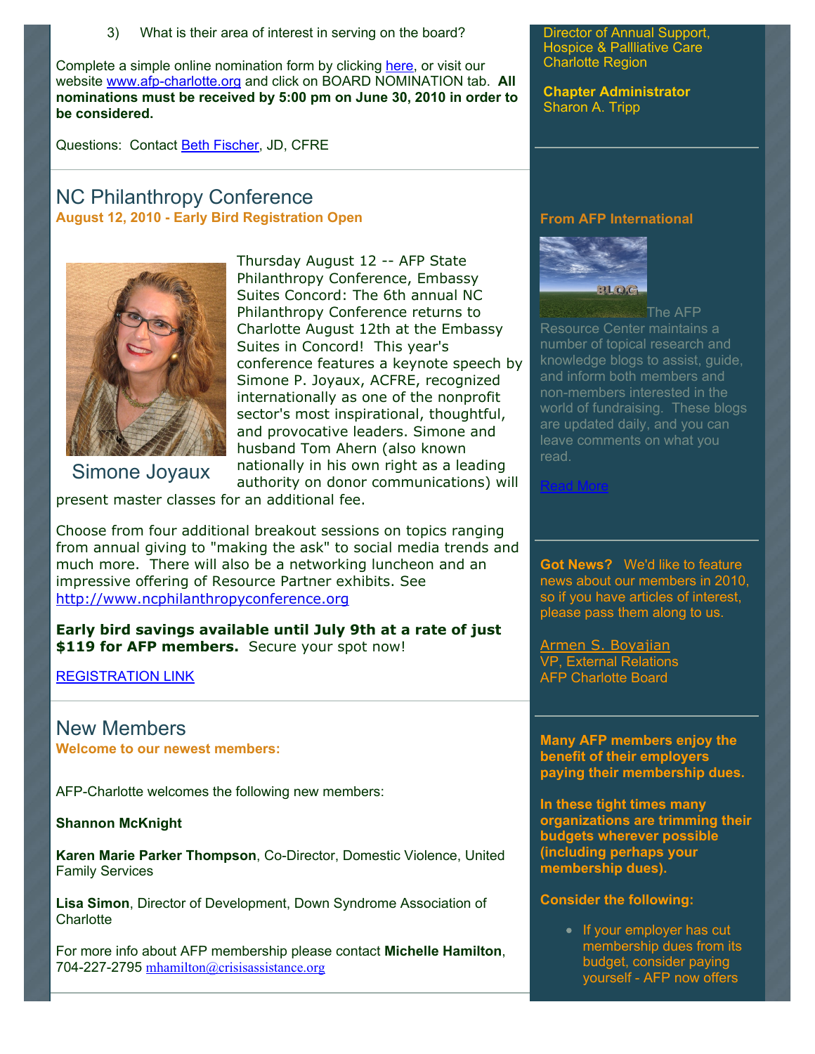3) What is their area of interest in serving on the board?

Complete a simple online nomination form by clicking here, or visit our website www.afp-charlotte.org and click on BOARD NOMINATION tab. **All nominations must be received by 5:00 pm on June 30, 2010 in order to be considered.**

Questions: Contact Beth Fischer, JD, CFRE

## NC Philanthropy Conference

**August 12, 2010 - Early Bird Registration Open**

Simone Joyaux

Thursday August 12 -- AFP State Philanthropy Conference, Embassy Suites Concord: The 6th annual NC Philanthropy Conference returns to Charlotte August 12th at the Embassy Suites in Concord! This year's conference features a keynote speech by Simone P. Joyaux, ACFRE, recognized internationally as one of the nonprofit sector's most inspirational, thoughtful, and provocative leaders. Simone and husband Tom Ahern (also known nationally in his own right as a leading authority on donor communications) will present master classes for an additional fee.

Choose from four additional breakout sessions on topics ranging from annual giving to "making the ask" to social media trends and much more. There will also be a networking luncheon and an impressive offering of Resource Partner exhibits. See http://www.ncphilanthropyconference.org

**Early bird savings available until July 9th at a rate of just $119 for AFP members.** Secure your spot now!

REGISTRATION LINK

## New Members

**Welcome to our newest members:**

AFP-Charlotte welcomes the following new members:

**Shannon McKnight**

**Karen Marie Parker Thompson**, Co-Director, Domestic Violence, United Family Services

**Lisa Simon**, Director of Development, Down Syndrome Association of Charlotte

For more info about AFP membership please contact **Michelle Hamilton**, 704-227-2795 mhamilton@crisisassistance.org

Director of Annual Support, Hospice & Palliative Care Charlotte Region

**Chapter Administrator**
Sharon A. Tripp

**From AFP International**

The AFP Resource Center maintains a number of topical research and knowledge blogs to assist, guide, and inform both members and non-members interested in the world of fundraising. These blogs are updated daily, and you can leave comments on what you read.

Read More

**Got News?** We'd like to feature news about our members in 2010, so if you have articles of interest, please pass them along to us.

Armen S. Boyajian
VP, External Relations
AFP Charlotte Board

**Many AFP members enjoy the benefit of their employers paying their membership dues.**

**In these tight times many organizations are trimming their budgets wherever possible (including perhaps your membership dues).**

**Consider the following:**

- If your employer has cut membership dues from its budget, consider paying yourself - AFP now offers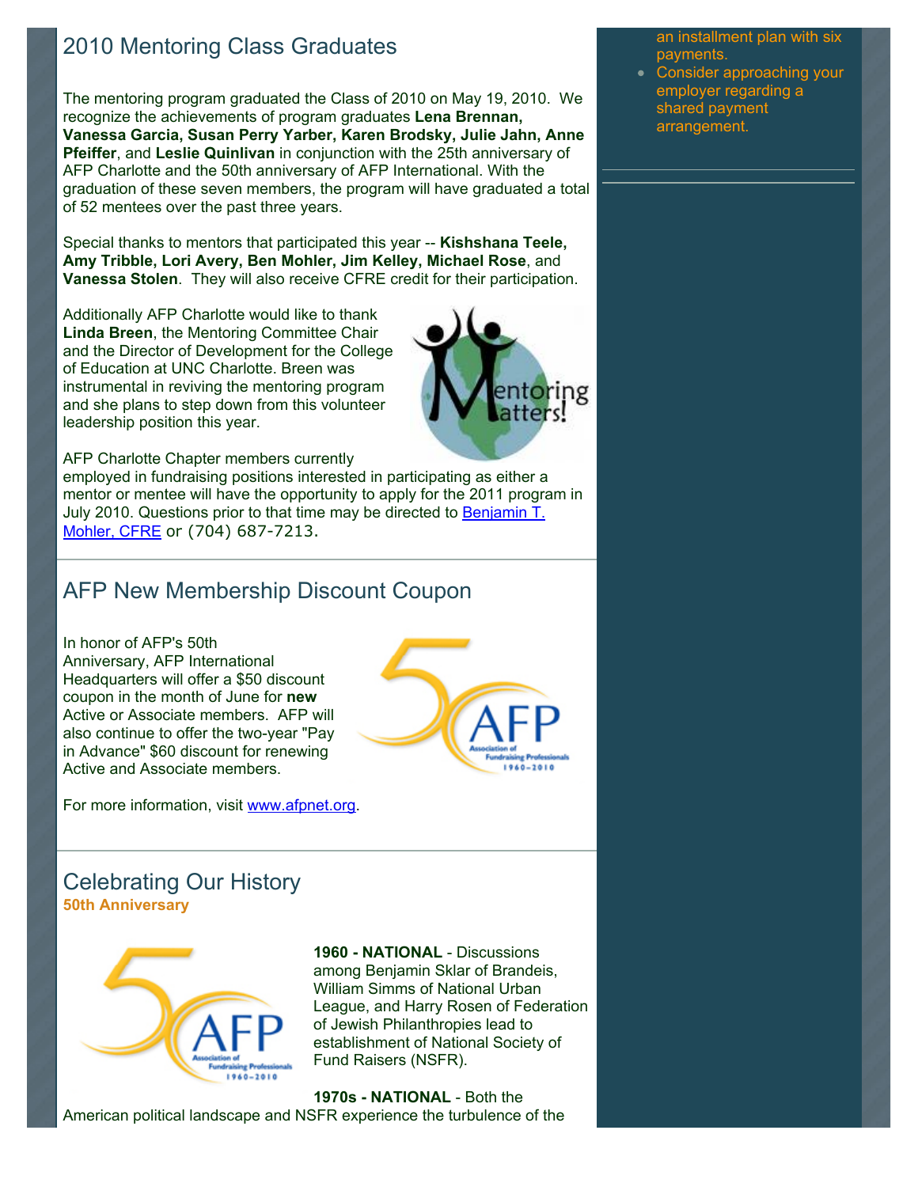## 2010 Mentoring Class Graduates

The mentoring program graduated the Class of 2010 on May 19, 2010. We recognize the achievements of program graduates **Lena Brennan, Vanessa Garcia, Susan Perry Yarber, Karen Brodsky, Julie Jahn, Anne Pfeiffer**, and **Leslie Quinlivan** in conjunction with the 25th anniversary of AFP Charlotte and the 50th anniversary of AFP International. With the graduation of these seven members, the program will have graduated a total of 52 mentees over the past three years.

Special thanks to mentors that participated this year -- **Kishshana Teele, Amy Tribble, Lori Avery, Ben Mohler, Jim Kelley, Michael Rose**, and **Vanessa Stolen**. They will also receive CFRE credit for their participation.

Additionally AFP Charlotte would like to thank **Linda Breen**, the Mentoring Committee Chair and the Director of Development for the College of Education at UNC Charlotte. Breen was instrumental in reviving the mentoring program and she plans to step down from this volunteer leadership position this year.

AFP Charlotte Chapter members currently employed in fundraising positions interested in participating as either a mentor or mentee will have the opportunity to apply for the 2011 program in July 2010. Questions prior to that time may be directed to Benjamin T. Mohler, CFRE or (704) 687-7213.

## AFP New Membership Discount Coupon

In honor of AFP's 50th Anniversary, AFP International Headquarters will offer a $50 discount coupon in the month of June for **new** Active or Associate members. AFP will also continue to offer the two-year "Pay in Advance" $60 discount for renewing Active and Associate members.

For more information, visit www.afpnet.org.

## Celebrating Our History

**50th Anniversary**

**1960 - NATIONAL** - Discussions among Benjamin Sklar of Brandeis, William Simms of National Urban League, and Harry Rosen of Federation of Jewish Philanthropies lead to establishment of National Society of Fund Raisers (NSFR).

**1970s - NATIONAL** - Both the American political landscape and NSFR experience the turbulence of the

an installment plan with six payments.

- Consider approaching your employer regarding a shared payment arrangement.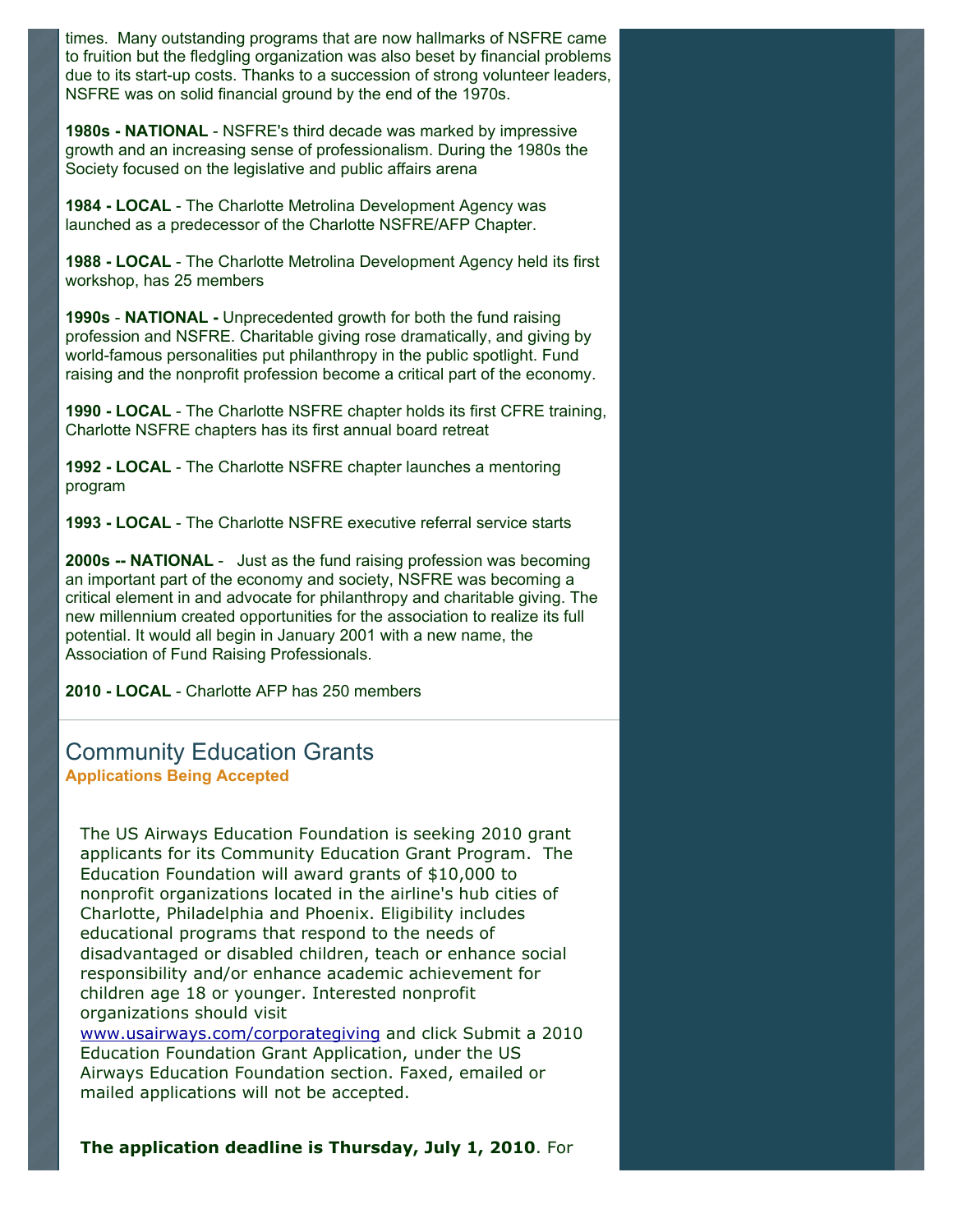times. Many outstanding programs that are now hallmarks of NSFRE came to fruition but the fledgling organization was also beset by financial problems due to its start-up costs. Thanks to a succession of strong volunteer leaders, NSFRE was on solid financial ground by the end of the 1970s.

**1980s - NATIONAL** - NSFRE's third decade was marked by impressive growth and an increasing sense of professionalism. During the 1980s the Society focused on the legislative and public affairs arena

**1984 - LOCAL** - The Charlotte Metrolina Development Agency was launched as a predecessor of the Charlotte NSFRE/AFP Chapter.

**1988 - LOCAL** - The Charlotte Metrolina Development Agency held its first workshop, has 25 members

**1990s** - **NATIONAL -** Unprecedented growth for both the fund raising profession and NSFRE. Charitable giving rose dramatically, and giving by world-famous personalities put philanthropy in the public spotlight. Fund raising and the nonprofit profession become a critical part of the economy.

**1990 - LOCAL** - The Charlotte NSFRE chapter holds its first CFRE training, Charlotte NSFRE chapters has its first annual board retreat

**1992 - LOCAL** - The Charlotte NSFRE chapter launches a mentoring program

**1993 - LOCAL** - The Charlotte NSFRE executive referral service starts

**2000s -- NATIONAL** - Just as the fund raising profession was becoming an important part of the economy and society, NSFRE was becoming a critical element in and advocate for philanthropy and charitable giving. The new millennium created opportunities for the association to realize its full potential. It would all begin in January 2001 with a new name, the Association of Fund Raising Professionals.

**2010 - LOCAL** - Charlotte AFP has 250 members

---

## Community Education Grants

**Applications Being Accepted**

The US Airways Education Foundation is seeking 2010 grant applicants for its Community Education Grant Program. The Education Foundation will award grants of $10,000 to nonprofit organizations located in the airline's hub cities of Charlotte, Philadelphia and Phoenix. Eligibility includes educational programs that respond to the needs of disadvantaged or disabled children, teach or enhance social responsibility and/or enhance academic achievement for children age 18 or younger. Interested nonprofit organizations should visit www.usairways.com/corporategiving and click Submit a 2010 Education Foundation Grant Application, under the US Airways Education Foundation section. Faxed, emailed or mailed applications will not be accepted.

**The application deadline is Thursday, July 1, 2010**. For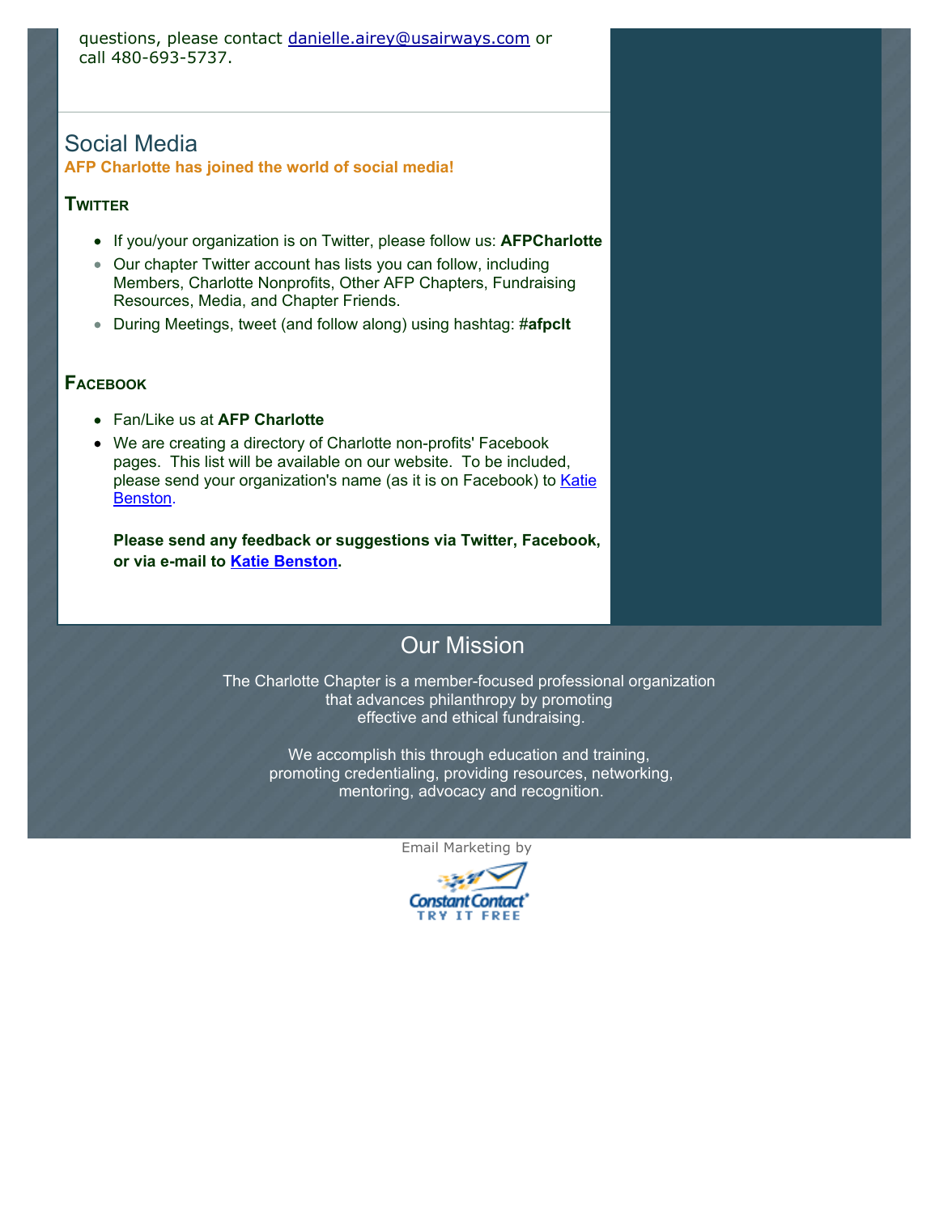questions, please contact danielle.airey@usairways.com or call 480-693-5737.

## Social Media

**AFP Charlotte has joined the world of social media!**

### Twitter

- If you/your organization is on Twitter, please follow us: **AFPCharlotte**
- Our chapter Twitter account has lists you can follow, including Members, Charlotte Nonprofits, Other AFP Chapters, Fundraising Resources, Media, and Chapter Friends.
- During Meetings, tweet (and follow along) using hashtag: #**afpclt**

### Facebook

- Fan/Like us at **AFP Charlotte**
- We are creating a directory of Charlotte non-profits' Facebook pages. This list will be available on our website. To be included, please send your organization's name (as it is on Facebook) to Katie Benston.

  **Please send any feedback or suggestions via Twitter, Facebook, or via e-mail to Katie Benston.**

## Our Mission

The Charlotte Chapter is a member-focused professional organization that advances philanthropy by promoting effective and ethical fundraising.

We accomplish this through education and training, promoting credentialing, providing resources, networking, mentoring, advocacy and recognition.

Email Marketing by

Constant Contact® TRY IT FREE